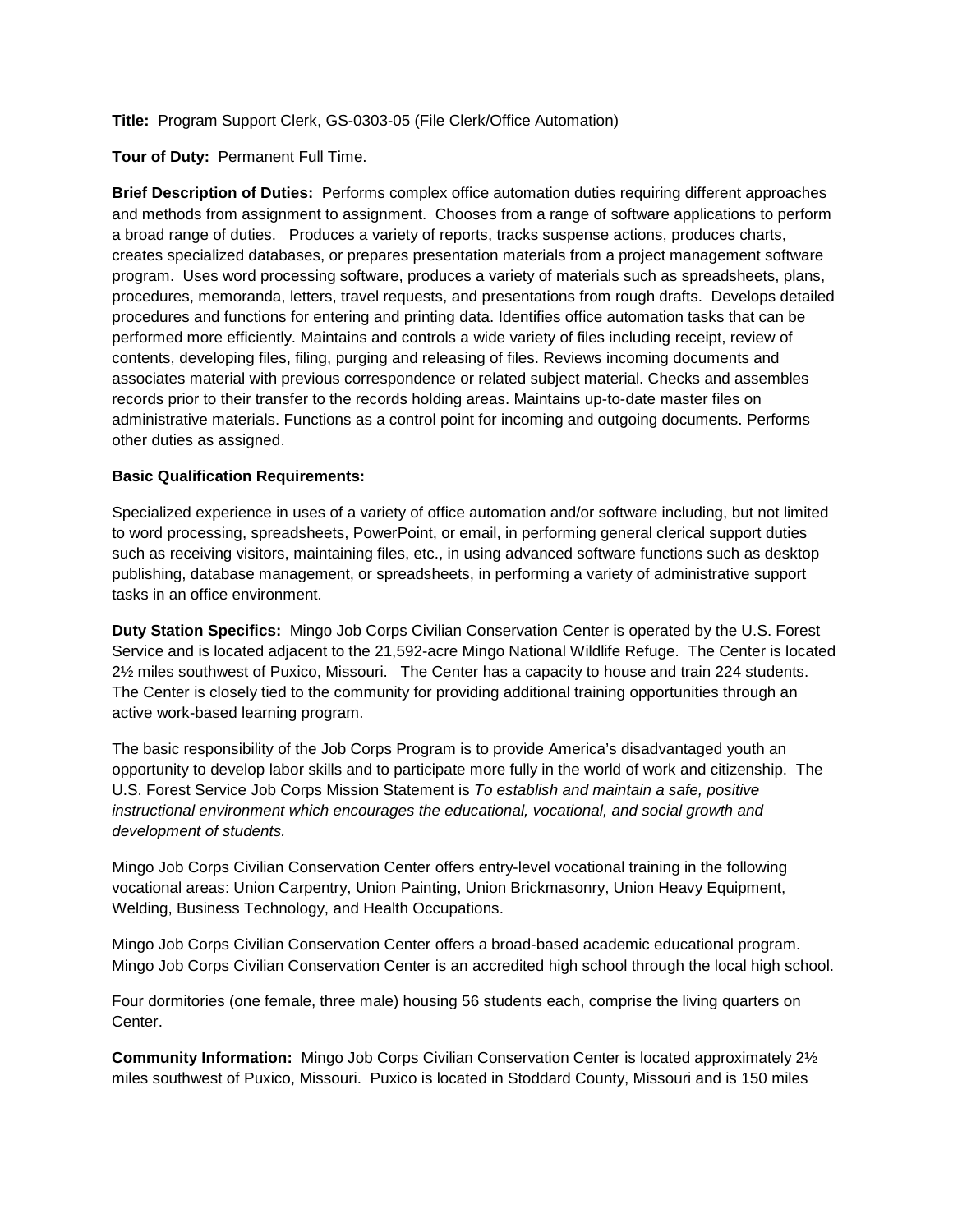**Title:** Program Support Clerk, GS-0303-05 (File Clerk/Office Automation)

**Tour of Duty:** Permanent Full Time.

**Brief Description of Duties:** Performs complex office automation duties requiring different approaches and methods from assignment to assignment. Chooses from a range of software applications to perform a broad range of duties. Produces a variety of reports, tracks suspense actions, produces charts, creates specialized databases, or prepares presentation materials from a project management software program. Uses word processing software, produces a variety of materials such as spreadsheets, plans, procedures, memoranda, letters, travel requests, and presentations from rough drafts. Develops detailed procedures and functions for entering and printing data. Identifies office automation tasks that can be performed more efficiently. Maintains and controls a wide variety of files including receipt, review of contents, developing files, filing, purging and releasing of files. Reviews incoming documents and associates material with previous correspondence or related subject material. Checks and assembles records prior to their transfer to the records holding areas. Maintains up-to-date master files on administrative materials. Functions as a control point for incoming and outgoing documents. Performs other duties as assigned.

**Basic Qualification Requirements:**

Specialized experience in uses of a variety of office automation and/or software including, but not limited to word processing, spreadsheets, PowerPoint, or email, in performing general clerical support duties such as receiving visitors, maintaining files, etc., in using advanced software functions such as desktop publishing, database management, or spreadsheets, in performing a variety of administrative support tasks in an office environment.

**Duty Station Specifics:** Mingo Job Corps Civilian Conservation Center is operated by the U.S. Forest Service and is located adjacent to the 21,592-acre Mingo National Wildlife Refuge. The Center is located 2½ miles southwest of Puxico, Missouri. The Center has a capacity to house and train 224 students. The Center is closely tied to the community for providing additional training opportunities through an active work-based learning program.

The basic responsibility of the Job Corps Program is to provide America's disadvantaged youth an opportunity to develop labor skills and to participate more fully in the world of work and citizenship. The U.S. Forest Service Job Corps Mission Statement is *To establish and maintain a safe, positive instructional environment which encourages the educational, vocational, and social growth and development of students.*

Mingo Job Corps Civilian Conservation Center offers entry-level vocational training in the following vocational areas: Union Carpentry, Union Painting, Union Brickmasonry, Union Heavy Equipment, Welding, Business Technology, and Health Occupations.

Mingo Job Corps Civilian Conservation Center offers a broad-based academic educational program. Mingo Job Corps Civilian Conservation Center is an accredited high school through the local high school.

Four dormitories (one female, three male) housing 56 students each, comprise the living quarters on Center.

**Community Information:** Mingo Job Corps Civilian Conservation Center is located approximately 2½ miles southwest of Puxico, Missouri. Puxico is located in Stoddard County, Missouri and is 150 miles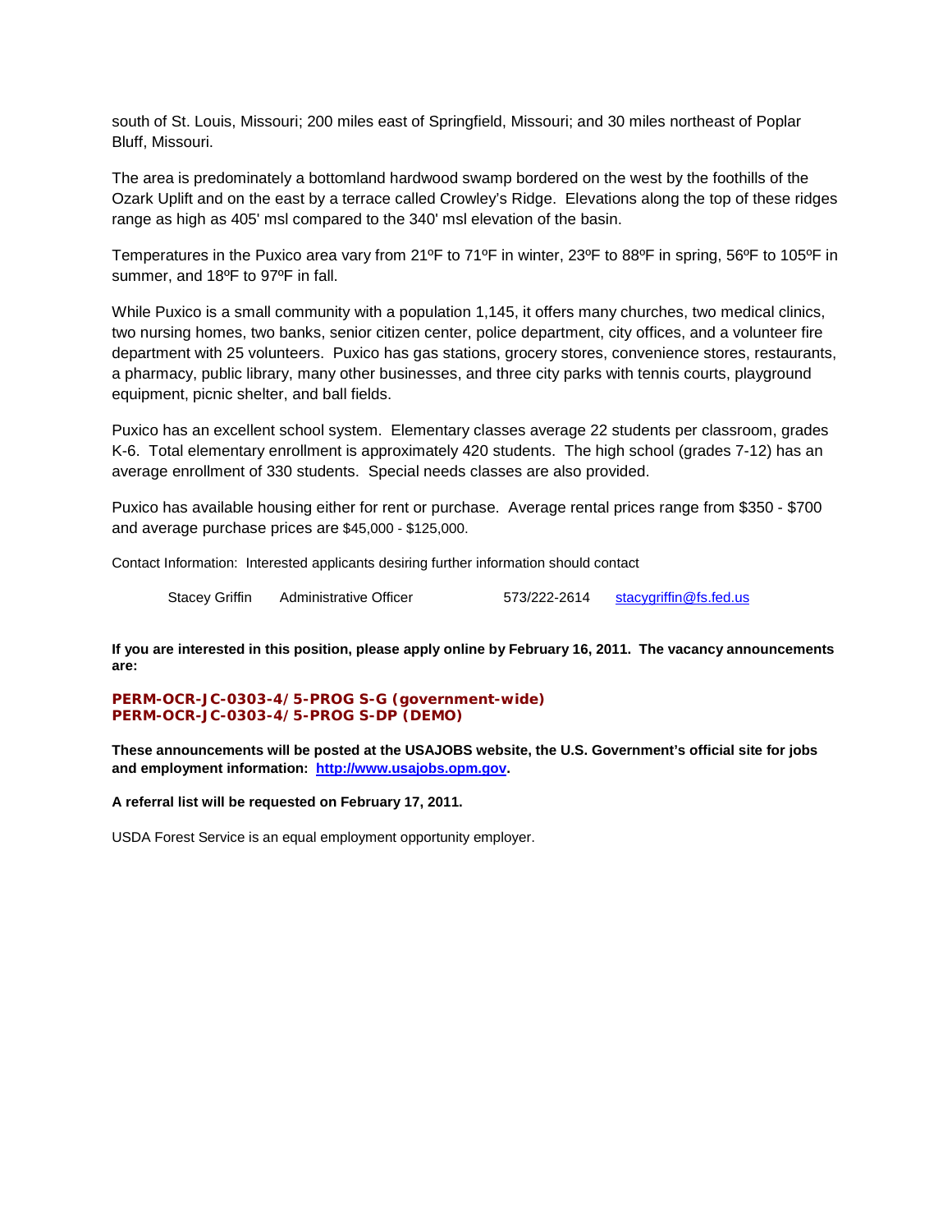south of St. Louis, Missouri; 200 miles east of Springfield, Missouri; and 30 miles northeast of Poplar Bluff, Missouri.

The area is predominately a bottomland hardwood swamp bordered on the west by the foothills of the Ozark Uplift and on the east by a terrace called Crowley's Ridge. Elevations along the top of these ridges range as high as 405' msl compared to the 340' msl elevation of the basin.

Temperatures in the Puxico area vary from 21ºF to 71ºF in winter, 23ºF to 88ºF in spring, 56ºF to 105ºF in summer, and 18ºF to 97ºF in fall.

While Puxico is a small community with a population 1,145, it offers many churches, two medical clinics, two nursing homes, two banks, senior citizen center, police department, city offices, and a volunteer fire department with 25 volunteers. Puxico has gas stations, grocery stores, convenience stores, restaurants, a pharmacy, public library, many other businesses, and three city parks with tennis courts, playground equipment, picnic shelter, and ball fields.

Puxico has an excellent school system. Elementary classes average 22 students per classroom, grades K-6. Total elementary enrollment is approximately 420 students. The high school (grades 7-12) has an average enrollment of 330 students. Special needs classes are also provided.

Puxico has available housing either for rent or purchase. Average rental prices range from $350 - $700 and average purchase prices are $45,000 - $125,000.

Contact Information: Interested applicants desiring further information should contact

Stacey Griffin     Administrative Officer     573/222-2614     stacygriffin@fs.fed.us

**If you are interested in this position, please apply online by February 16, 2011. The vacancy announcements are:**

**PERM-OCR-JC-0303-4/5-PROGS-G (government-wide)**
**PERM-OCR-JC-0303-4/5-PROGS-DP (DEMO)**

**These announcements will be posted at the USAJOBS website, the U.S. Government's official site for jobs and employment information: http://www.usajobs.opm.gov.**

**A referral list will be requested on February 17, 2011.**

USDA Forest Service is an equal employment opportunity employer.